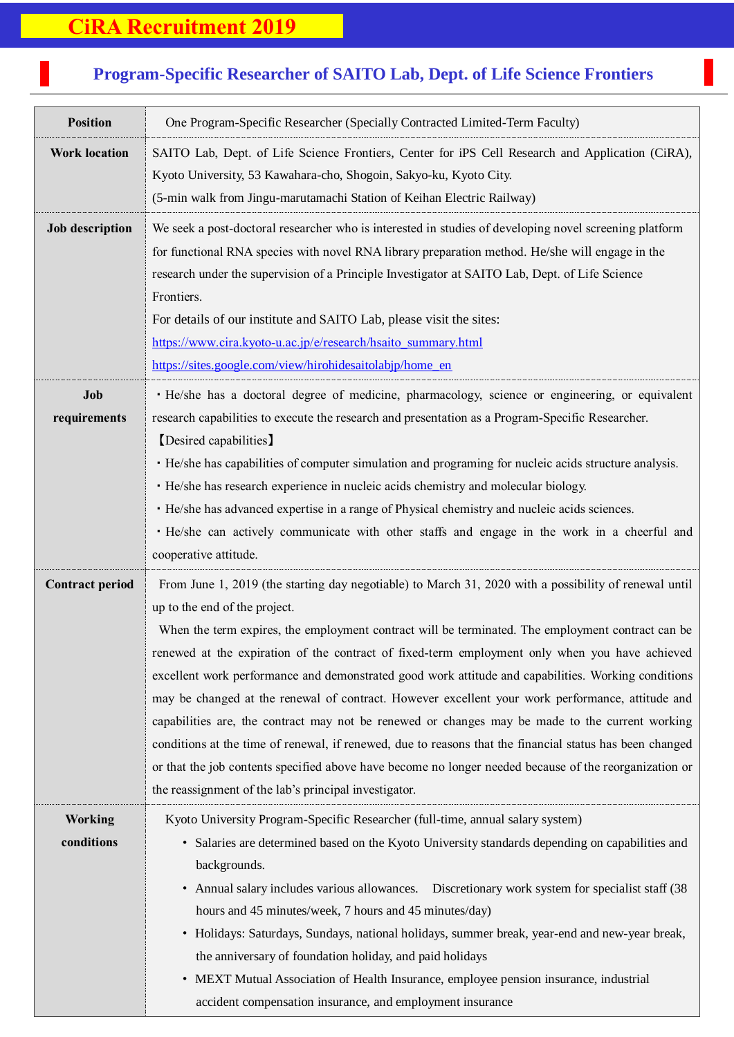# CiRA Recruitment 2019

## Program-Specific Researcher of SAITO Lab, Dept. of Life Science Frontiers

| | |
|---|---|
| **Position** | One Program-Specific Researcher (Specially Contracted Limited-Term Faculty) |
| **Work location** | SAITO Lab, Dept. of Life Science Frontiers, Center for iPS Cell Research and Application (CiRA), Kyoto University, 53 Kawahara-cho, Shogoin, Sakyo-ku, Kyoto City.<br>(5-min walk from Jingu-marutamachi Station of Keihan Electric Railway) |
| **Job description** | We seek a post-doctoral researcher who is interested in studies of developing novel screening platform for functional RNA species with novel RNA library preparation method. He/she will engage in the research under the supervision of a Principle Investigator at SAITO Lab, Dept. of Life Science Frontiers.<br>For details of our institute and SAITO Lab, please visit the sites:<br>https://www.cira.kyoto-u.ac.jp/e/research/hsaito_summary.html<br>https://sites.google.com/view/hirohidesaitolabjp/home_en |
| **Job requirements** | ・He/she has a doctoral degree of medicine, pharmacology, science or engineering, or equivalent research capabilities to execute the research and presentation as a Program-Specific Researcher.<br>【Desired capabilities】<br>・He/she has capabilities of computer simulation and programing for nucleic acids structure analysis.<br>・He/she has research experience in nucleic acids chemistry and molecular biology.<br>・He/she has advanced expertise in a range of Physical chemistry and nucleic acids sciences.<br>・He/she can actively communicate with other staffs and engage in the work in a cheerful and cooperative attitude. |
| **Contract period** | From June 1, 2019 (the starting day negotiable) to March 31, 2020 with a possibility of renewal until up to the end of the project.<br>When the term expires, the employment contract will be terminated. The employment contract can be renewed at the expiration of the contract of fixed-term employment only when you have achieved excellent work performance and demonstrated good work attitude and capabilities. Working conditions may be changed at the renewal of contract. However excellent your work performance, attitude and capabilities are, the contract may not be renewed or changes may be made to the current working conditions at the time of renewal, if renewed, due to reasons that the financial status has been changed or that the job contents specified above have become no longer needed because of the reorganization or the reassignment of the lab's principal investigator. |
| **Working conditions** | Kyoto University Program-Specific Researcher (full-time, annual salary system)<br>• Salaries are determined based on the Kyoto University standards depending on capabilities and backgrounds.<br>• Annual salary includes various allowances. Discretionary work system for specialist staff (38 hours and 45 minutes/week, 7 hours and 45 minutes/day)<br>• Holidays: Saturdays, Sundays, national holidays, summer break, year-end and new-year break, the anniversary of foundation holiday, and paid holidays<br>• MEXT Mutual Association of Health Insurance, employee pension insurance, industrial accident compensation insurance, and employment insurance |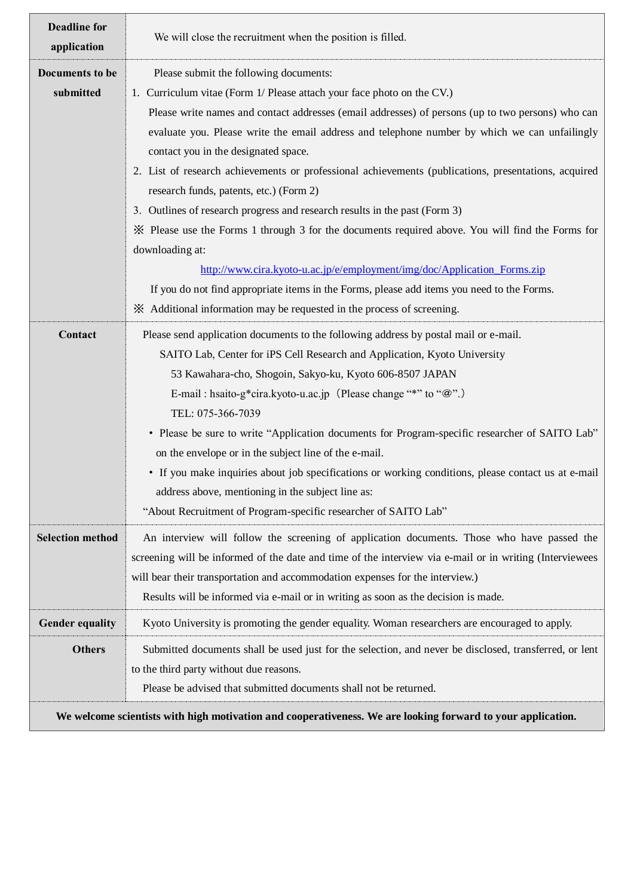| | |
|---|---|
| **Deadline for application** | We will close the recruitment when the position is filled. |
| **Documents to be submitted** | Please submit the following documents:<br>1. Curriculum vitae (Form 1/ Please attach your face photo on the CV.)<br>Please write names and contact addresses (email addresses) of persons (up to two persons) who can evaluate you. Please write the email address and telephone number by which we can unfailingly contact you in the designated space.<br>2. List of research achievements or professional achievements (publications, presentations, acquired research funds, patents, etc.) (Form 2)<br>3. Outlines of research progress and research results in the past (Form 3)<br>※ Please use the Forms 1 through 3 for the documents required above. You will find the Forms for downloading at:<br>http://www.cira.kyoto-u.ac.jp/e/employment/img/doc/Application_Forms.zip<br>If you do not find appropriate items in the Forms, please add items you need to the Forms.<br>※ Additional information may be requested in the process of screening. |
| **Contact** | Please send application documents to the following address by postal mail or e-mail.<br>SAITO Lab, Center for iPS Cell Research and Application, Kyoto University<br>53 Kawahara-cho, Shogoin, Sakyo-ku, Kyoto 606-8507 JAPAN<br>E-mail : hsaito-g*cira.kyoto-u.ac.jp（Please change "*" to "@".）<br>TEL: 075-366-7039<br>• Please be sure to write "Application documents for Program-specific researcher of SAITO Lab" on the envelope or in the subject line of the e-mail.<br>• If you make inquiries about job specifications or working conditions, please contact us at e-mail address above, mentioning in the subject line as:<br>"About Recruitment of Program-specific researcher of SAITO Lab" |
| **Selection method** | An interview will follow the screening of application documents. Those who have passed the screening will be informed of the date and time of the interview via e-mail or in writing (Interviewees will bear their transportation and accommodation expenses for the interview.)<br>Results will be informed via e-mail or in writing as soon as the decision is made. |
| **Gender equality** | Kyoto University is promoting the gender equality. Woman researchers are encouraged to apply. |
| **Others** | Submitted documents shall be used just for the selection, and never be disclosed, transferred, or lent to the third party without due reasons.<br>Please be advised that submitted documents shall not be returned. |

**We welcome scientists with high motivation and cooperativeness. We are looking forward to your application.**